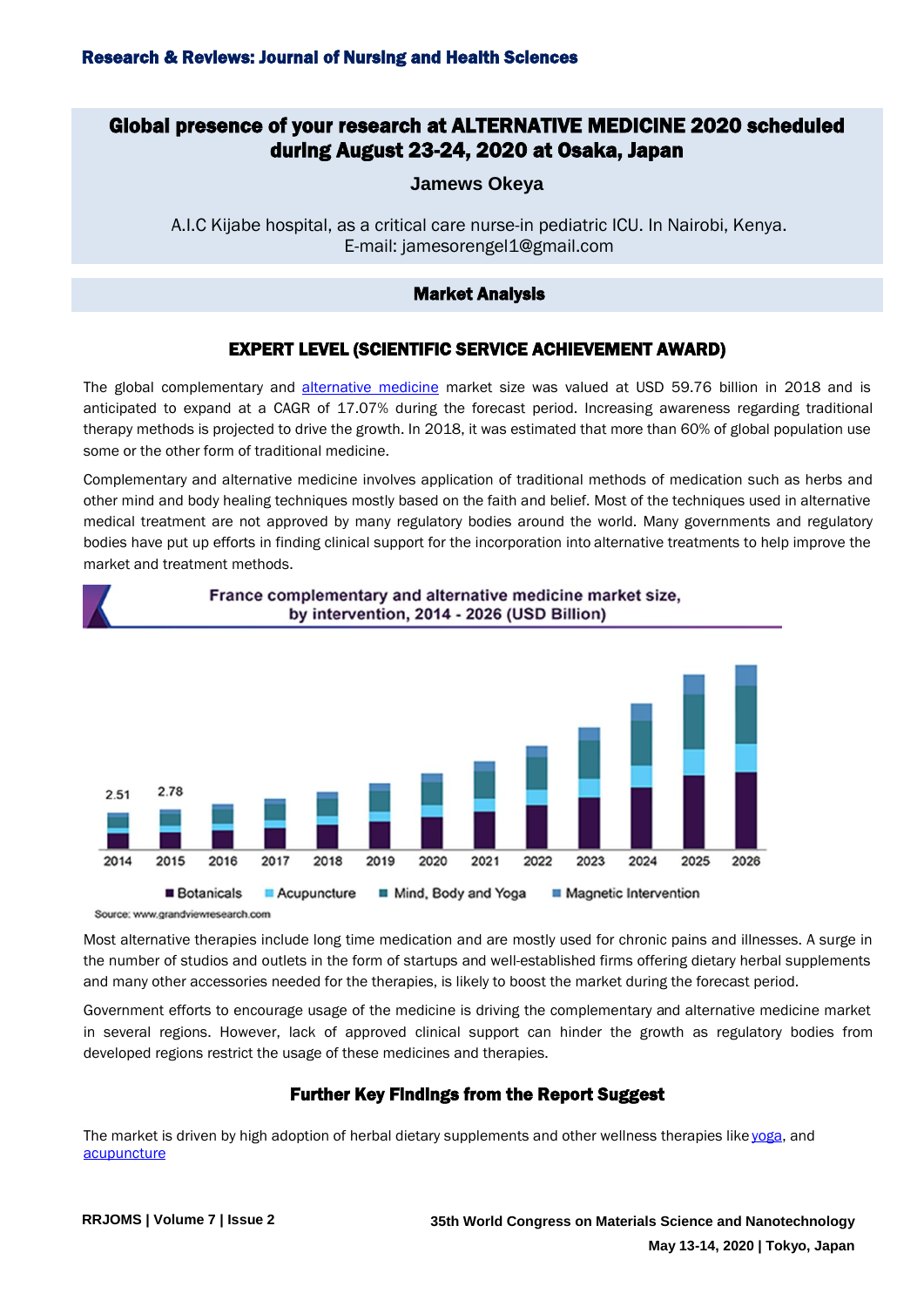# Global presence of your research at ALTERNATIVE MEDICINE 2020 scheduled during August 23-24, 2020 at Osaka, Japan

**Jamews Okeya**

A.I.C Kijabe hospital, as a critical care nurse-in pediatric ICU. In Nairobi, Kenya.
E-mail: jamesorengel1@gmail.com

## Market Analysis

### EXPERT LEVEL (SCIENTIFIC SERVICE ACHIEVEMENT AWARD)

The global complementary and alternative medicine market size was valued at USD 59.76 billion in 2018 and is anticipated to expand at a CAGR of 17.07% during the forecast period. Increasing awareness regarding traditional therapy methods is projected to drive the growth. In 2018, it was estimated that more than 60% of global population use some or the other form of traditional medicine.

Complementary and alternative medicine involves application of traditional methods of medication such as herbs and other mind and body healing techniques mostly based on the faith and belief. Most of the techniques used in alternative medical treatment are not approved by many regulatory bodies around the world. Many governments and regulatory bodies have put up efforts in finding clinical support for the incorporation into alternative treatments to help improve the market and treatment methods.

France complementary and alternative medicine market size, by intervention, 2014 - 2026 (USD Billion)

2014: 2.51; 2015: 2.78

Years: 2014, 2015, 2016, 2017, 2018, 2019, 2020, 2021, 2022, 2023, 2024, 2025, 2026

Botanicals | Acupuncture | Mind, Body and Yoga | Magnetic Intervention

Source: www.grandviewresearch.com

Most alternative therapies include long time medication and are mostly used for chronic pains and illnesses. A surge in the number of studios and outlets in the form of startups and well-established firms offering dietary herbal supplements and many other accessories needed for the therapies, is likely to boost the market during the forecast period.

Government efforts to encourage usage of the medicine is driving the complementary and alternative medicine market in several regions. However, lack of approved clinical support can hinder the growth as regulatory bodies from developed regions restrict the usage of these medicines and therapies.

### Further Key Findings from the Report Suggest

The market is driven by high adoption of herbal dietary supplements and other wellness therapies like yoga, and acupuncture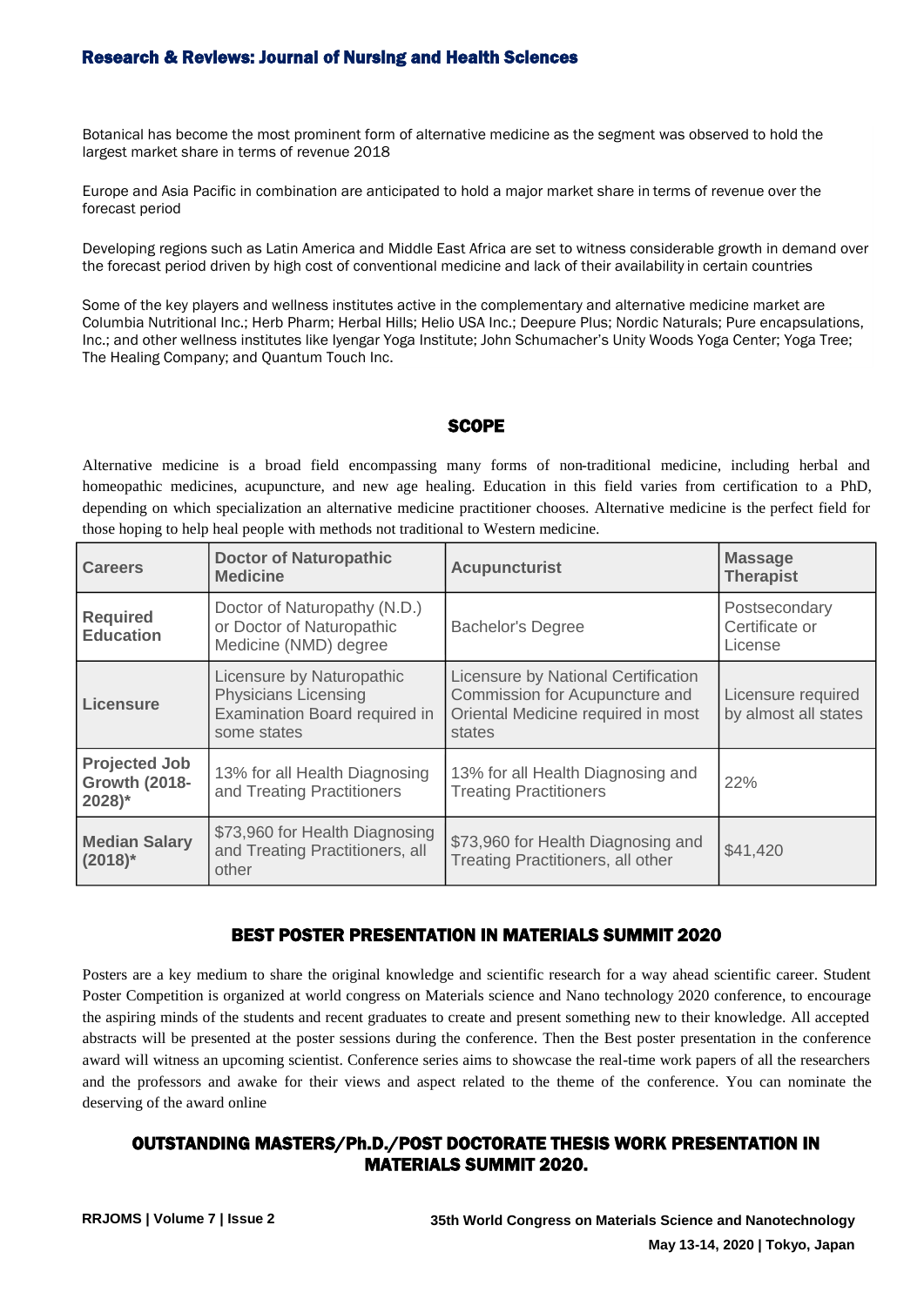Botanical has become the most prominent form of alternative medicine as the segment was observed to hold the largest market share in terms of revenue 2018

Europe and Asia Pacific in combination are anticipated to hold a major market share in terms of revenue over the forecast period

Developing regions such as Latin America and Middle East Africa are set to witness considerable growth in demand over the forecast period driven by high cost of conventional medicine and lack of their availability in certain countries

Some of the key players and wellness institutes active in the complementary and alternative medicine market are Columbia Nutritional Inc.; Herb Pharm; Herbal Hills; Helio USA Inc.; Deepure Plus; Nordic Naturals; Pure encapsulations, Inc.; and other wellness institutes like Iyengar Yoga Institute; John Schumacher's Unity Woods Yoga Center; Yoga Tree; The Healing Company; and Quantum Touch Inc.

## SCOPE

Alternative medicine is a broad field encompassing many forms of non-traditional medicine, including herbal and homeopathic medicines, acupuncture, and new age healing. Education in this field varies from certification to a PhD, depending on which specialization an alternative medicine practitioner chooses. Alternative medicine is the perfect field for those hoping to help heal people with methods not traditional to Western medicine.

| Careers | Doctor of Naturopathic Medicine | Acupuncturist | Massage Therapist |
|---|---|---|---|
| Required Education | Doctor of Naturopathy (N.D.) or Doctor of Naturopathic Medicine (NMD) degree | Bachelor's Degree | Postsecondary Certificate or License |
| Licensure | Licensure by Naturopathic Physicians Licensing Examination Board required in some states | Licensure by National Certification Commission for Acupuncture and Oriental Medicine required in most states | Licensure required by almost all states |
| Projected Job Growth (2018-2028)* | 13% for all Health Diagnosing and Treating Practitioners | 13% for all Health Diagnosing and Treating Practitioners | 22% |
| Median Salary (2018)* | $73,960 for Health Diagnosing and Treating Practitioners, all other | $73,960 for Health Diagnosing and Treating Practitioners, all other | $41,420 |

## BEST POSTER PRESENTATION IN MATERIALS SUMMIT 2020

Posters are a key medium to share the original knowledge and scientific research for a way ahead scientific career. Student Poster Competition is organized at world congress on Materials science and Nano technology 2020 conference, to encourage the aspiring minds of the students and recent graduates to create and present something new to their knowledge. All accepted abstracts will be presented at the poster sessions during the conference. Then the Best poster presentation in the conference award will witness an upcoming scientist. Conference series aims to showcase the real-time work papers of all the researchers and the professors and awake for their views and aspect related to the theme of the conference. You can nominate the deserving of the award online

## OUTSTANDING MASTERS/Ph.D./POST DOCTORATE THESIS WORK PRESENTATION IN MATERIALS SUMMIT 2020.